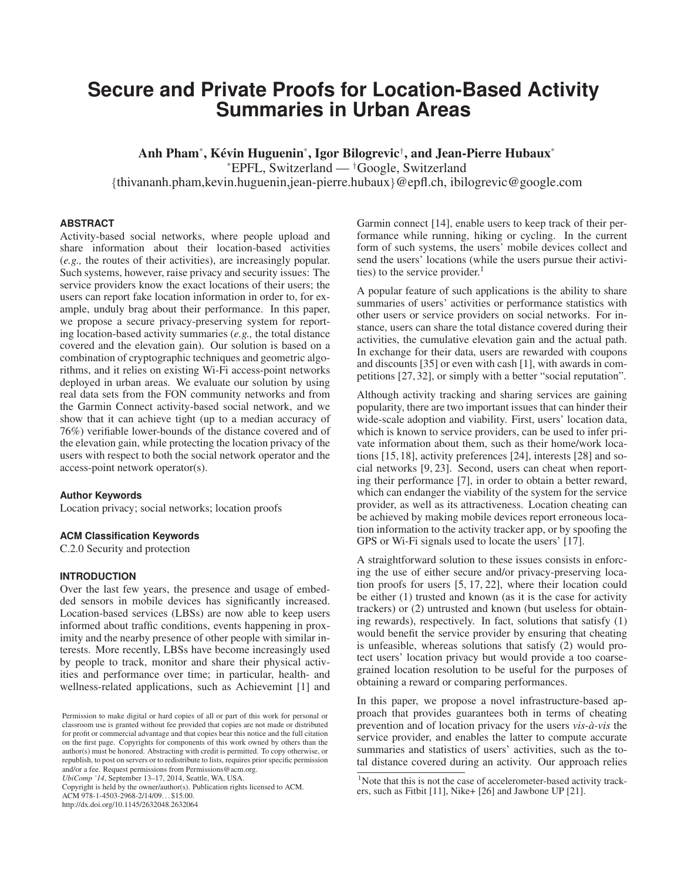# Secure and Private Proofs for Location-Based Activity Summaries in Urban Areas

**Anh Pham**[*], **Kévin Huguenin**[*], **Igor Bilogrevic**[†], **and Jean-Pierre Hubaux**[*]

[*]EPFL, Switzerland — [†]Google, Switzerland

{thivananh.pham,kevin.huguenin,jean-pierre.hubaux}@epfl.ch, ibilogrevic@google.com

## ABSTRACT

Activity-based social networks, where people upload and share information about their location-based activities (*e.g.,* the routes of their activities), are increasingly popular. Such systems, however, raise privacy and security issues: The service providers know the exact locations of their users; the users can report fake location information in order to, for example, unduly brag about their performance. In this paper, we propose a secure privacy-preserving system for reporting location-based activity summaries (*e.g.,* the total distance covered and the elevation gain). Our solution is based on a combination of cryptographic techniques and geometric algorithms, and it relies on existing Wi-Fi access-point networks deployed in urban areas. We evaluate our solution by using real data sets from the FON community networks and from the Garmin Connect activity-based social network, and we show that it can achieve tight (up to a median accuracy of 76%) verifiable lower-bounds of the distance covered and of the elevation gain, while protecting the location privacy of the users with respect to both the social network operator and the access-point network operator(s).

### Author Keywords

Location privacy; social networks; location proofs

### ACM Classification Keywords

C.2.0 Security and protection

## INTRODUCTION

Over the last few years, the presence and usage of embedded sensors in mobile devices has significantly increased. Location-based services (LBSs) are now able to keep users informed about traffic conditions, events happening in proximity and the nearby presence of other people with similar interests. More recently, LBSs have become increasingly used by people to track, monitor and share their physical activities and performance over time; in particular, health- and wellness-related applications, such as Achievemint [1] and Garmin connect [14], enable users to keep track of their performance while running, hiking or cycling. In the current form of such systems, the users' mobile devices collect and send the users' locations (while the users pursue their activities) to the service provider.[1]

A popular feature of such applications is the ability to share summaries of users' activities or performance statistics with other users or service providers on social networks. For instance, users can share the total distance covered during their activities, the cumulative elevation gain and the actual path. In exchange for their data, users are rewarded with coupons and discounts [35] or even with cash [1], with awards in competitions [27, 32], or simply with a better "social reputation".

Although activity tracking and sharing services are gaining popularity, there are two important issues that can hinder their wide-scale adoption and viability. First, users' location data, which is known to service providers, can be used to infer private information about them, such as their home/work locations [15, 18], activity preferences [24], interests [28] and social networks [9, 23]. Second, users can cheat when reporting their performance [7], in order to obtain a better reward, which can endanger the viability of the system for the service provider, as well as its attractiveness. Location cheating can be achieved by making mobile devices report erroneous location information to the activity tracker app, or by spoofing the GPS or Wi-Fi signals used to locate the users' [17].

A straightforward solution to these issues consists in enforcing the use of either secure and/or privacy-preserving location proofs for users [5, 17, 22], where their location could be either (1) trusted and known (as it is the case for activity trackers) or (2) untrusted and known (but useless for obtaining rewards), respectively. In fact, solutions that satisfy (1) would benefit the service provider by ensuring that cheating is unfeasible, whereas solutions that satisfy (2) would protect users' location privacy but would provide a too coarse-grained location resolution to be useful for the purposes of obtaining a reward or comparing performances.

In this paper, we propose a novel infrastructure-based approach that provides guarantees both in terms of cheating prevention and of location privacy for the users *vis-à-vis* the service provider, and enables the latter to compute accurate summaries and statistics of users' activities, such as the total distance covered during an activity. Our approach relies

Permission to make digital or hard copies of all or part of this work for personal or classroom use is granted without fee provided that copies are not made or distributed for profit or commercial advantage and that copies bear this notice and the full citation on the first page. Copyrights for components of this work owned by others than the author(s) must be honored. Abstracting with credit is permitted. To copy otherwise, or republish, to post on servers or to redistribute to lists, requires prior specific permission and/or a fee. Request permissions from Permissions@acm.org.
*UbiComp '14*, September 13–17, 2014, Seattle, WA, USA.
Copyright is held by the owner/author(s). Publication rights licensed to ACM.
ACM 978-1-4503-2968-2/14/09...$15.00.
http://dx.doi.org/10.1145/2632048.2632064

[1]Note that this is not the case of accelerometer-based activity trackers, such as Fitbit [11], Nike+ [26] and Jawbone UP [21].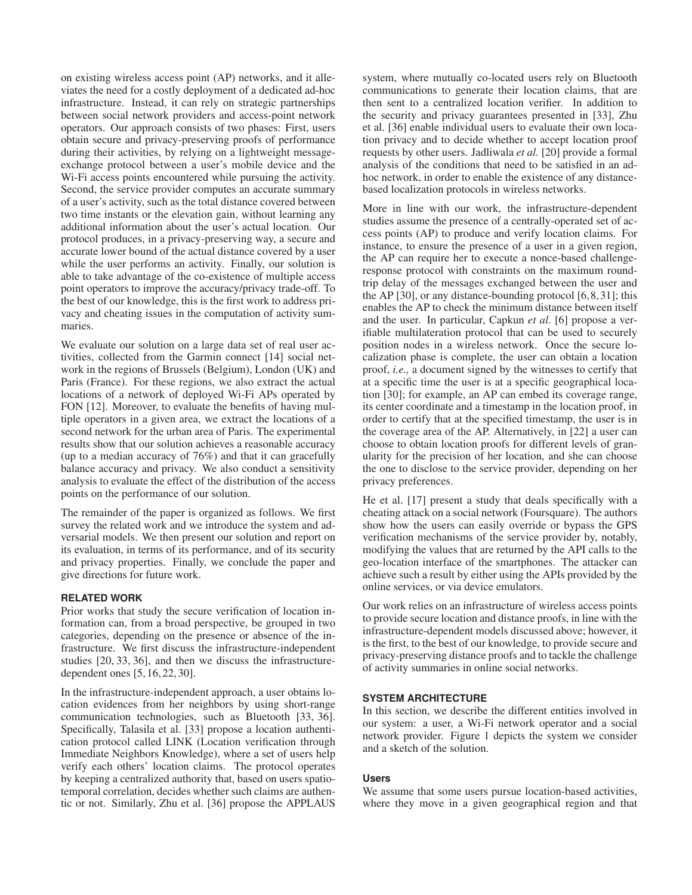on existing wireless access point (AP) networks, and it alleviates the need for a costly deployment of a dedicated ad-hoc infrastructure. Instead, it can rely on strategic partnerships between social network providers and access-point network operators. Our approach consists of two phases: First, users obtain secure and privacy-preserving proofs of performance during their activities, by relying on a lightweight message-exchange protocol between a user's mobile device and the Wi-Fi access points encountered while pursuing the activity. Second, the service provider computes an accurate summary of a user's activity, such as the total distance covered between two time instants or the elevation gain, without learning any additional information about the user's actual location. Our protocol produces, in a privacy-preserving way, a secure and accurate lower bound of the actual distance covered by a user while the user performs an activity. Finally, our solution is able to take advantage of the co-existence of multiple access point operators to improve the accuracy/privacy trade-off. To the best of our knowledge, this is the first work to address privacy and cheating issues in the computation of activity summaries.

We evaluate our solution on a large data set of real user activities, collected from the Garmin connect [14] social network in the regions of Brussels (Belgium), London (UK) and Paris (France). For these regions, we also extract the actual locations of a network of deployed Wi-Fi APs operated by FON [12]. Moreover, to evaluate the benefits of having multiple operators in a given area, we extract the locations of a second network for the urban area of Paris. The experimental results show that our solution achieves a reasonable accuracy (up to a median accuracy of 76%) and that it can gracefully balance accuracy and privacy. We also conduct a sensitivity analysis to evaluate the effect of the distribution of the access points on the performance of our solution.

The remainder of the paper is organized as follows. We first survey the related work and we introduce the system and adversarial models. We then present our solution and report on its evaluation, in terms of its performance, and of its security and privacy properties. Finally, we conclude the paper and give directions for future work.

## RELATED WORK

Prior works that study the secure verification of location information can, from a broad perspective, be grouped in two categories, depending on the presence or absence of the infrastructure. We first discuss the infrastructure-independent studies [20, 33, 36], and then we discuss the infrastructure-dependent ones [5, 16, 22, 30].

In the infrastructure-independent approach, a user obtains location evidences from her neighbors by using short-range communication technologies, such as Bluetooth [33, 36]. Specifically, Talasila et al. [33] propose a location authentication protocol called LINK (Location verification through Immediate Neighbors Knowledge), where a set of users help verify each others' location claims. The protocol operates by keeping a centralized authority that, based on users spatio-temporal correlation, decides whether such claims are authentic or not. Similarly, Zhu et al. [36] propose the APPLAUS system, where mutually co-located users rely on Bluetooth communications to generate their location claims, that are then sent to a centralized location verifier. In addition to the security and privacy guarantees presented in [33], Zhu et al. [36] enable individual users to evaluate their own location privacy and to decide whether to accept location proof requests by other users. Jadliwala *et al.* [20] provide a formal analysis of the conditions that need to be satisfied in an ad-hoc network, in order to enable the existence of any distance-based localization protocols in wireless networks.

More in line with our work, the infrastructure-dependent studies assume the presence of a centrally-operated set of access points (AP) to produce and verify location claims. For instance, to ensure the presence of a user in a given region, the AP can require her to execute a nonce-based challenge-response protocol with constraints on the maximum round-trip delay of the messages exchanged between the user and the AP [30], or any distance-bounding protocol [6, 8, 31]; this enables the AP to check the minimum distance between itself and the user. In particular, Capkun *et al.* [6] propose a verifiable multilateration protocol that can be used to securely position nodes in a wireless network. Once the secure localization phase is complete, the user can obtain a location proof, *i.e.,* a document signed by the witnesses to certify that at a specific time the user is at a specific geographical location [30]; for example, an AP can embed its coverage range, its center coordinate and a timestamp in the location proof, in order to certify that at the specified timestamp, the user is in the coverage area of the AP. Alternatively, in [22] a user can choose to obtain location proofs for different levels of granularity for the precision of her location, and she can choose the one to disclose to the service provider, depending on her privacy preferences.

He et al. [17] present a study that deals specifically with a cheating attack on a social network (Foursquare). The authors show how the users can easily override or bypass the GPS verification mechanisms of the service provider by, notably, modifying the values that are returned by the API calls to the geo-location interface of the smartphones. The attacker can achieve such a result by either using the APIs provided by the online services, or via device emulators.

Our work relies on an infrastructure of wireless access points to provide secure location and distance proofs, in line with the infrastructure-dependent models discussed above; however, it is the first, to the best of our knowledge, to provide secure and privacy-preserving distance proofs and to tackle the challenge of activity summaries in online social networks.

## SYSTEM ARCHITECTURE

In this section, we describe the different entities involved in our system: a user, a Wi-Fi network operator and a social network provider. Figure 1 depicts the system we consider and a sketch of the solution.

### Users

We assume that some users pursue location-based activities, where they move in a given geographical region and that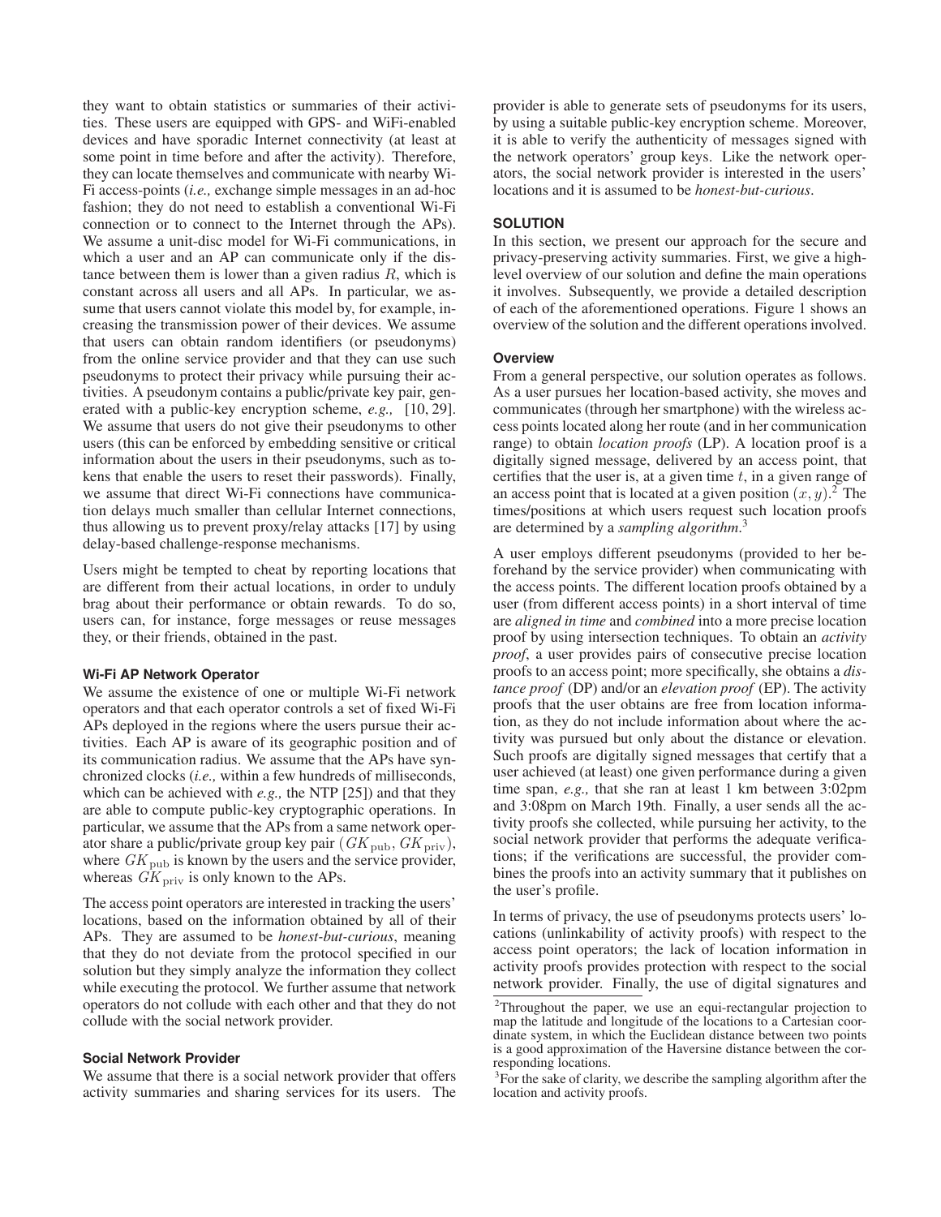they want to obtain statistics or summaries of their activities. These users are equipped with GPS- and WiFi-enabled devices and have sporadic Internet connectivity (at least at some point in time before and after the activity). Therefore, they can locate themselves and communicate with nearby Wi-Fi access-points (*i.e.,* exchange simple messages in an ad-hoc fashion; they do not need to establish a conventional Wi-Fi connection or to connect to the Internet through the APs). We assume a unit-disc model for Wi-Fi communications, in which a user and an AP can communicate only if the distance between them is lower than a given radius $R$, which is constant across all users and all APs. In particular, we assume that users cannot violate this model by, for example, increasing the transmission power of their devices. We assume that users can obtain random identifiers (or pseudonyms) from the online service provider and that they can use such pseudonyms to protect their privacy while pursuing their activities. A pseudonym contains a public/private key pair, generated with a public-key encryption scheme, *e.g.,* [10, 29]. We assume that users do not give their pseudonyms to other users (this can be enforced by embedding sensitive or critical information about the users in their pseudonyms, such as tokens that enable the users to reset their passwords). Finally, we assume that direct Wi-Fi connections have communication delays much smaller than cellular Internet connections, thus allowing us to prevent proxy/relay attacks [17] by using delay-based challenge-response mechanisms.

Users might be tempted to cheat by reporting locations that are different from their actual locations, in order to unduly brag about their performance or obtain rewards. To do so, users can, for instance, forge messages or reuse messages they, or their friends, obtained in the past.

#### Wi-Fi AP Network Operator

We assume the existence of one or multiple Wi-Fi network operators and that each operator controls a set of fixed Wi-Fi APs deployed in the regions where the users pursue their activities. Each AP is aware of its geographic position and of its communication radius. We assume that the APs have synchronized clocks (*i.e.,* within a few hundreds of milliseconds, which can be achieved with *e.g.,* the NTP [25]) and that they are able to compute public-key cryptographic operations. In particular, we assume that the APs from a same network operator share a public/private group key pair $(GK_{\text{pub}}, GK_{\text{priv}})$, where $GK_{\text{pub}}$ is known by the users and the service provider, whereas $GK_{\text{priv}}$ is only known to the APs.

The access point operators are interested in tracking the users' locations, based on the information obtained by all of their APs. They are assumed to be *honest-but-curious*, meaning that they do not deviate from the protocol specified in our solution but they simply analyze the information they collect while executing the protocol. We further assume that network operators do not collude with each other and that they do not collude with the social network provider.

#### Social Network Provider

We assume that there is a social network provider that offers activity summaries and sharing services for its users. The provider is able to generate sets of pseudonyms for its users, by using a suitable public-key encryption scheme. Moreover, it is able to verify the authenticity of messages signed with the network operators' group keys. Like the network operators, the social network provider is interested in the users' locations and it is assumed to be *honest-but-curious*.

## SOLUTION

In this section, we present our approach for the secure and privacy-preserving activity summaries. First, we give a high-level overview of our solution and define the main operations it involves. Subsequently, we provide a detailed description of each of the aforementioned operations. Figure 1 shows an overview of the solution and the different operations involved.

#### Overview

From a general perspective, our solution operates as follows. As a user pursues her location-based activity, she moves and communicates (through her smartphone) with the wireless access points located along her route (and in her communication range) to obtain *location proofs* (LP). A location proof is a digitally signed message, delivered by an access point, that certifies that the user is, at a given time $t$, in a given range of an access point that is located at a given position $(x, y)$.[2] The times/positions at which users request such location proofs are determined by a *sampling algorithm*.[3]

A user employs different pseudonyms (provided to her beforehand by the service provider) when communicating with the access points. The different location proofs obtained by a user (from different access points) in a short interval of time are *aligned in time* and *combined* into a more precise location proof by using intersection techniques. To obtain an *activity proof*, a user provides pairs of consecutive precise location proofs to an access point; more specifically, she obtains a *distance proof* (DP) and/or an *elevation proof* (EP). The activity proofs that the user obtains are free from location information, as they do not include information about where the activity was pursued but only about the distance or elevation. Such proofs are digitally signed messages that certify that a user achieved (at least) one given performance during a given time span, *e.g.,* that she ran at least 1 km between 3:02pm and 3:08pm on March 19th. Finally, a user sends all the activity proofs she collected, while pursuing her activity, to the social network provider that performs the adequate verifications; if the verifications are successful, the provider combines the proofs into an activity summary that it publishes on the user's profile.

In terms of privacy, the use of pseudonyms protects users' locations (unlinkability of activity proofs) with respect to the access point operators; the lack of location information in activity proofs provides protection with respect to the social network provider. Finally, the use of digital signatures and

[2] Throughout the paper, we use an equi-rectangular projection to map the latitude and longitude of the locations to a Cartesian coordinate system, in which the Euclidean distance between two points is a good approximation of the Haversine distance between the corresponding locations.

[3] For the sake of clarity, we describe the sampling algorithm after the location and activity proofs.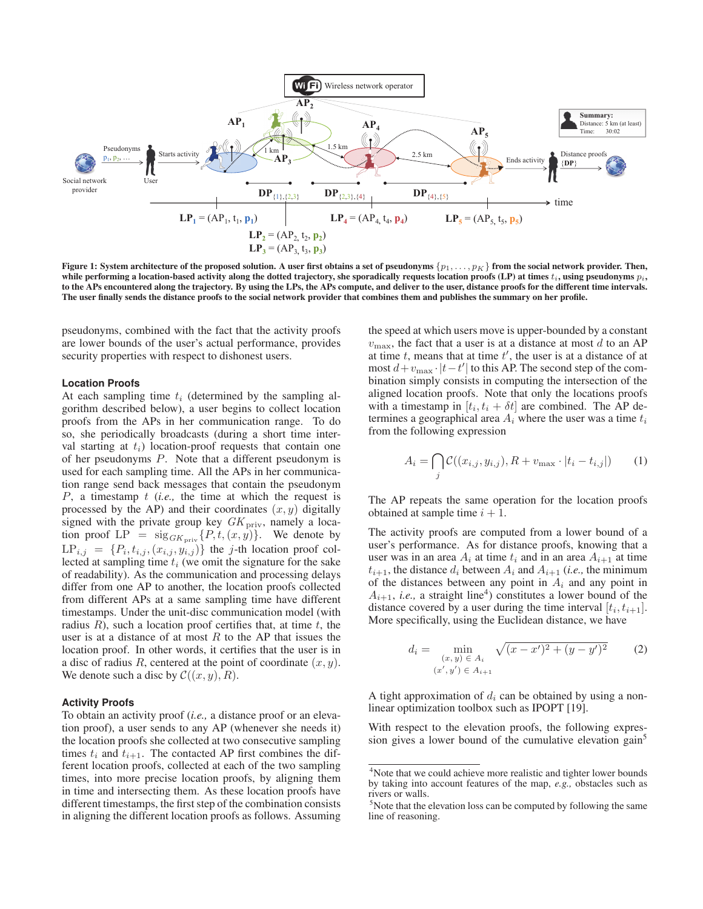Figure 1: System architecture of the proposed solution. A user first obtains a set of pseudonyms $\{p_1, \ldots, p_K\}$ from the social network provider. Then, while performing a location-based activity along the dotted trajectory, she sporadically requests location proofs (LP) at times $t_i$, using pseudonyms $p_i$, to the APs encountered along the trajectory. By using the LPs, the APs compute, and deliver to the user, distance proofs for the different time intervals. The user finally sends the distance proofs to the social network provider that combines them and publishes the summary on her profile.

pseudonyms, combined with the fact that the activity proofs are lower bounds of the user's actual performance, provides security properties with respect to dishonest users.

### Location Proofs

At each sampling time $t_i$ (determined by the sampling algorithm described below), a user begins to collect location proofs from the APs in her communication range. To do so, she periodically broadcasts (during a short time interval starting at $t_i$) location-proof requests that contain one of her pseudonyms $P$. Note that a different pseudonym is used for each sampling time. All the APs in her communication range send back messages that contain the pseudonym $P$, a timestamp $t$ (*i.e.,* the time at which the request is processed by the AP) and their coordinates $(x, y)$ digitally signed with the private group key $GK_{\text{priv}}$, namely a location proof $\text{LP} = \text{sig}_{GK_{\text{priv}}}\{P, t, (x, y)\}$. We denote by $\text{LP}_{i,j} = \{P_i, t_{i,j}, (x_{i,j}, y_{i,j})\}$ the $j$-th location proof collected at sampling time $t_i$ (we omit the signature for the sake of readability). As the communication and processing delays differ from one AP to another, the location proofs collected from different APs at a same sampling time have different timestamps. Under the unit-disc communication model (with radius $R$), such a location proof certifies that, at time $t$, the user is at a distance of at most $R$ to the AP that issues the location proof. In other words, it certifies that the user is in a disc of radius $R$, centered at the point of coordinate $(x, y)$. We denote such a disc by $\mathcal{C}((x, y), R)$.

### Activity Proofs

To obtain an activity proof (*i.e.,* a distance proof or an elevation proof), a user sends to any AP (whenever she needs it) the location proofs she collected at two consecutive sampling times $t_i$ and $t_{i+1}$. The contacted AP first combines the different location proofs, collected at each of the two sampling times, into more precise location proofs, by aligning them in time and intersecting them. As these location proofs have different timestamps, the first step of the combination consists in aligning the different location proofs as follows. Assuming the speed at which users move is upper-bounded by a constant $v_{\max}$, the fact that a user is at a distance at most $d$ to an AP at time $t$, means that at time $t'$, the user is at a distance of at most $d + v_{\max} \cdot |t - t'|$ to this AP. The second step of the combination simply consists in computing the intersection of the aligned location proofs. Note that only the locations proofs with a timestamp in $[t_i, t_i + \delta t]$ are combined. The AP determines a geographical area $A_i$ where the user was a time $t_i$ from the following expression

$$A_i = \bigcap_j \mathcal{C}((x_{i,j}, y_{i,j}), R + v_{\max} \cdot |t_i - t_{i,j}|) \tag{1}$$

The AP repeats the same operation for the location proofs obtained at sample time $i + 1$.

The activity proofs are computed from a lower bound of a user's performance. As for distance proofs, knowing that a user was in an area $A_i$ at time $t_i$ and in an area $A_{i+1}$ at time $t_{i+1}$, the distance $d_i$ between $A_i$ and $A_{i+1}$ (*i.e.,* the minimum of the distances between any point in $A_i$ and any point in $A_{i+1}$, *i.e.,* a straight line[4]) constitutes a lower bound of the distance covered by a user during the time interval $[t_i, t_{i+1}]$. More specifically, using the Euclidean distance, we have

$$d_i = \min_{\substack{(x,y) \in A_i \\ (x',y') \in A_{i+1}}} \sqrt{(x - x')^2 + (y - y')^2} \tag{2}$$

A tight approximation of $d_i$ can be obtained by using a non-linear optimization toolbox such as IPOPT [19].

With respect to the elevation proofs, the following expression gives a lower bound of the cumulative elevation gain[5]

[4] Note that we could achieve more realistic and tighter lower bounds by taking into account features of the map, *e.g.,* obstacles such as rivers or walls.

[5] Note that the elevation loss can be computed by following the same line of reasoning.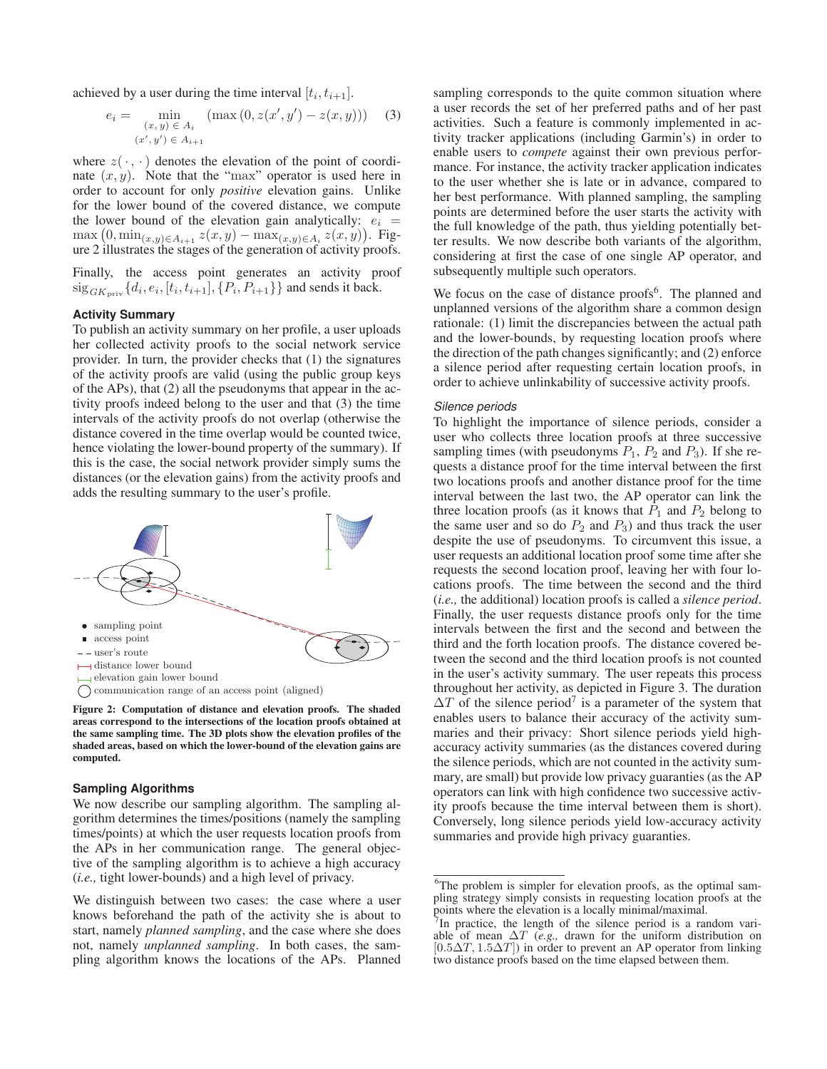achieved by a user during the time interval $[t_i, t_{i+1}]$.

$$e_i = \min_{\substack{(x,y) \in A_i \\ (x',y') \in A_{i+1}}} \left(\max\left(0, z(x',y') - z(x,y)\right)\right) \quad (3)$$

where $z(\cdot\,,\cdot)$ denotes the elevation of the point of coordinate $(x, y)$. Note that the "max" operator is used here in order to account for only *positive* elevation gains. Unlike for the lower bound of the covered distance, we compute the lower bound of the elevation gain analytically: $e_i = \max\left(0, \min_{(x,y)\in A_{i+1}} z(x,y) - \max_{(x,y)\in A_i} z(x,y)\right)$. Figure 2 illustrates the stages of the generation of activity proofs.

Finally, the access point generates an activity proof $\text{sig}_{GK_{\text{priv}}}\{d_i, e_i, [t_i, t_{i+1}], \{P_i, P_{i+1}\}\}$ and sends it back.

### Activity Summary

To publish an activity summary on her profile, a user uploads her collected activity proofs to the social network service provider. In turn, the provider checks that (1) the signatures of the activity proofs are valid (using the public group keys of the APs), that (2) all the pseudonyms that appear in the activity proofs indeed belong to the user and that (3) the time intervals of the activity proofs do not overlap (otherwise the distance covered in the time overlap would be counted twice, hence violating the lower-bound property of the summary). If this is the case, the social network provider simply sums the distances (or the elevation gains) from the activity proofs and adds the resulting summary to the user's profile.

sampling point
access point
user's route
distance lower bound
elevation gain lower bound
communication range of an access point (aligned)

**Figure 2: Computation of distance and elevation proofs. The shaded areas correspond to the intersections of the location proofs obtained at the same sampling time. The 3D plots show the elevation profiles of the shaded areas, based on which the lower-bound of the elevation gains are computed.**

### Sampling Algorithms

We now describe our sampling algorithm. The sampling algorithm determines the times/positions (namely the sampling times/points) at which the user requests location proofs from the APs in her communication range. The general objective of the sampling algorithm is to achieve a high accuracy (*i.e.,* tight lower-bounds) and a high level of privacy.

We distinguish between two cases: the case where a user knows beforehand the path of the activity she is about to start, namely *planned sampling*, and the case where she does not, namely *unplanned sampling*. In both cases, the sampling algorithm knows the locations of the APs. Planned sampling corresponds to the quite common situation where a user records the set of her preferred paths and of her past activities. Such a feature is commonly implemented in activity tracker applications (including Garmin's) in order to enable users to *compete* against their own previous performance. For instance, the activity tracker application indicates to the user whether she is late or in advance, compared to her best performance. With planned sampling, the sampling points are determined before the user starts the activity with the full knowledge of the path, thus yielding potentially better results. We now describe both variants of the algorithm, considering at first the case of one single AP operator, and subsequently multiple such operators.

We focus on the case of distance proofs[6]. The planned and unplanned versions of the algorithm share a common design rationale: (1) limit the discrepancies between the actual path and the lower-bounds, by requesting location proofs where the direction of the path changes significantly; and (2) enforce a silence period after requesting certain location proofs, in order to achieve unlinkability of successive activity proofs.

#### *Silence periods*

To highlight the importance of silence periods, consider a user who collects three location proofs at three successive sampling times (with pseudonyms $P_1$, $P_2$ and $P_3$). If she requests a distance proof for the time interval between the first two locations proofs and another distance proof for the time interval between the last two, the AP operator can link the three location proofs (as it knows that $P_1$ and $P_2$ belong to the same user and so do $P_2$ and $P_3$) and thus track the user despite the use of pseudonyms. To circumvent this issue, a user requests an additional location proof some time after she requests the second location proof, leaving her with four locations proofs. The time between the second and the third (*i.e.,* the additional) location proofs is called a *silence period*. Finally, the user requests distance proofs only for the time intervals between the first and the second and between the third and the forth location proofs. The distance covered between the second and the third location proofs is not counted in the user's activity summary. The user repeats this process throughout her activity, as depicted in Figure 3. The duration $\Delta T$ of the silence period[7] is a parameter of the system that enables users to balance their accuracy of the activity summaries and their privacy: Short silence periods yield high-accuracy activity summaries (as the distances covered during the silence periods, which are not counted in the activity summary, are small) but provide low privacy guarantees (as the AP operators can link with high confidence two successive activity proofs because the time interval between them is short). Conversely, long silence periods yield low-accuracy activity summaries and provide high privacy guarantees.

---

[6] The problem is simpler for elevation proofs, as the optimal sampling strategy simply consists in requesting location proofs at the points where the elevation is a locally minimal/maximal.

[7] In practice, the length of the silence period is a random variable of mean $\Delta T$ (*e.g.,* drawn for the uniform distribution on $[0.5\Delta T, 1.5\Delta T]$) in order to prevent an AP operator from linking two distance proofs based on the time elapsed between them.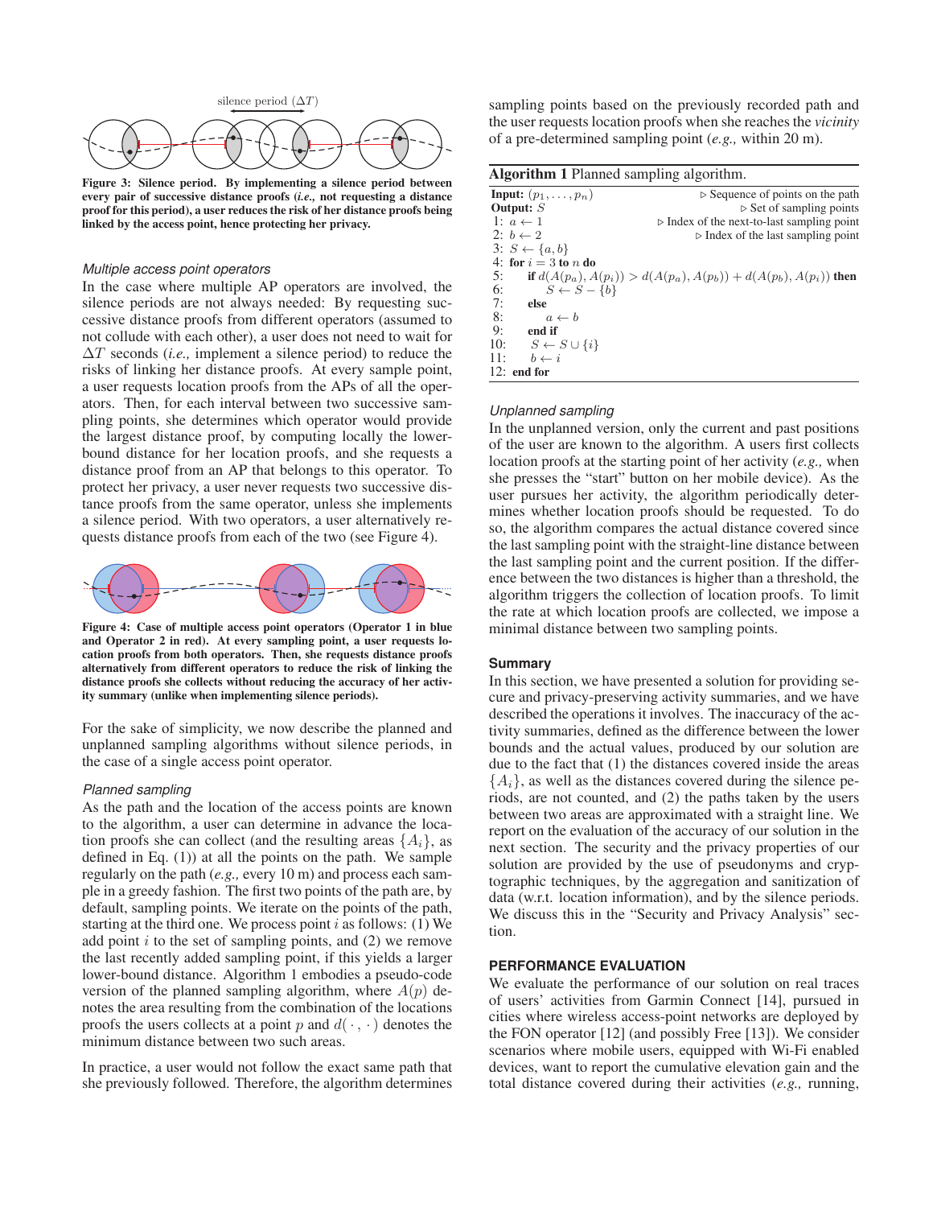**Figure 3: Silence period. By implementing a silence period between every pair of successive distance proofs (*i.e.,* not requesting a distance proof for this period), a user reduces the risk of her distance proofs being linked by the access point, hence protecting her privacy.**

### *Multiple access point operators*

In the case where multiple AP operators are involved, the silence periods are not always needed: By requesting successive distance proofs from different operators (assumed to not collude with each other), a user does not need to wait for $\Delta T$ seconds (*i.e.,* implement a silence period) to reduce the risks of linking her distance proofs. At every sample point, a user requests location proofs from the APs of all the operators. Then, for each interval between two successive sampling points, she determines which operator would provide the largest distance proof, by computing locally the lower-bound distance for her location proofs, and she requests a distance proof from an AP that belongs to this operator. To protect her privacy, a user never requests two successive distance proofs from the same operator, unless she implements a silence period. With two operators, a user alternatively requests distance proofs from each of the two (see Figure 4).

**Figure 4: Case of multiple access point operators (Operator 1 in blue and Operator 2 in red). At every sampling point, a user requests location proofs from both operators. Then, she requests distance proofs alternatively from different operators to reduce the risk of linking the distance proofs she collects without reducing the accuracy of her activity summary (unlike when implementing silence periods).**

For the sake of simplicity, we now describe the planned and unplanned sampling algorithms without silence periods, in the case of a single access point operator.

### *Planned sampling*

As the path and the location of the access points are known to the algorithm, a user can determine in advance the location proofs she can collect (and the resulting areas $\{A_i\}$, as defined in Eq. (1)) at all the points on the path. We sample regularly on the path (*e.g.,* every 10 m) and process each sample in a greedy fashion. The first two points of the path are, by default, sampling points. We iterate on the points of the path, starting at the third one. We process point $i$ as follows: (1) We add point $i$ to the set of sampling points, and (2) we remove the last recently added sampling point, if this yields a larger lower-bound distance. Algorithm 1 embodies a pseudo-code version of the planned sampling algorithm, where $A(p)$ denotes the area resulting from the combination of the locations proofs the users collects at a point $p$ and $d(\cdot, \cdot)$ denotes the minimum distance between two such areas.

In practice, a user would not follow the exact same path that she previously followed. Therefore, the algorithm determines sampling points based on the previously recorded path and the user requests location proofs when she reaches the *vicinity* of a pre-determined sampling point (*e.g.,* within 20 m).

**Algorithm 1** Planned sampling algorithm.

```
Input: (p_1, ..., p_n)                          ▷ Sequence of points on the path
Output: S                                       ▷ Set of sampling points
 1: a ← 1                                       ▷ Index of the next-to-last sampling point
 2: b ← 2                                       ▷ Index of the last sampling point
 3: S ← {a, b}
 4: for i = 3 to n do
 5:     if d(A(p_a), A(p_i)) > d(A(p_a), A(p_b)) + d(A(p_b), A(p_i)) then
 6:         S ← S − {b}
 7:     else
 8:         a ← b
 9:     end if
10:     S ← S ∪ {i}
11:     b ← i
12: end for
```

### *Unplanned sampling*

In the unplanned version, only the current and past positions of the user are known to the algorithm. A users first collects location proofs at the starting point of her activity (*e.g.,* when she presses the "start" button on her mobile device). As the user pursues her activity, the algorithm periodically determines whether location proofs should be requested. To do so, the algorithm compares the actual distance covered since the last sampling point with the straight-line distance between the last sampling point and the current position. If the difference between the two distances is higher than a threshold, the algorithm triggers the collection of location proofs. To limit the rate at which location proofs are collected, we impose a minimal distance between two sampling points.

### **Summary**

In this section, we have presented a solution for providing secure and privacy-preserving activity summaries, and we have described the operations it involves. The inaccuracy of the activity summaries, defined as the difference between the lower bounds and the actual values, produced by our solution are due to the fact that (1) the distances covered inside the areas $\{A_i\}$, as well as the distances covered during the silence periods, are not counted, and (2) the paths taken by the users between two areas are approximated with a straight line. We report on the evaluation of the accuracy of our solution in the next section. The security and the privacy properties of our solution are provided by the use of pseudonyms and cryptographic techniques, by the aggregation and sanitization of data (w.r.t. location information), and by the silence periods. We discuss this in the "Security and Privacy Analysis" section.

## **PERFORMANCE EVALUATION**

We evaluate the performance of our solution on real traces of users' activities from Garmin Connect [14], pursued in cities where wireless access-point networks are deployed by the FON operator [12] (and possibly Free [13]). We consider scenarios where mobile users, equipped with Wi-Fi enabled devices, want to report the cumulative elevation gain and the total distance covered during their activities (*e.g.,* running,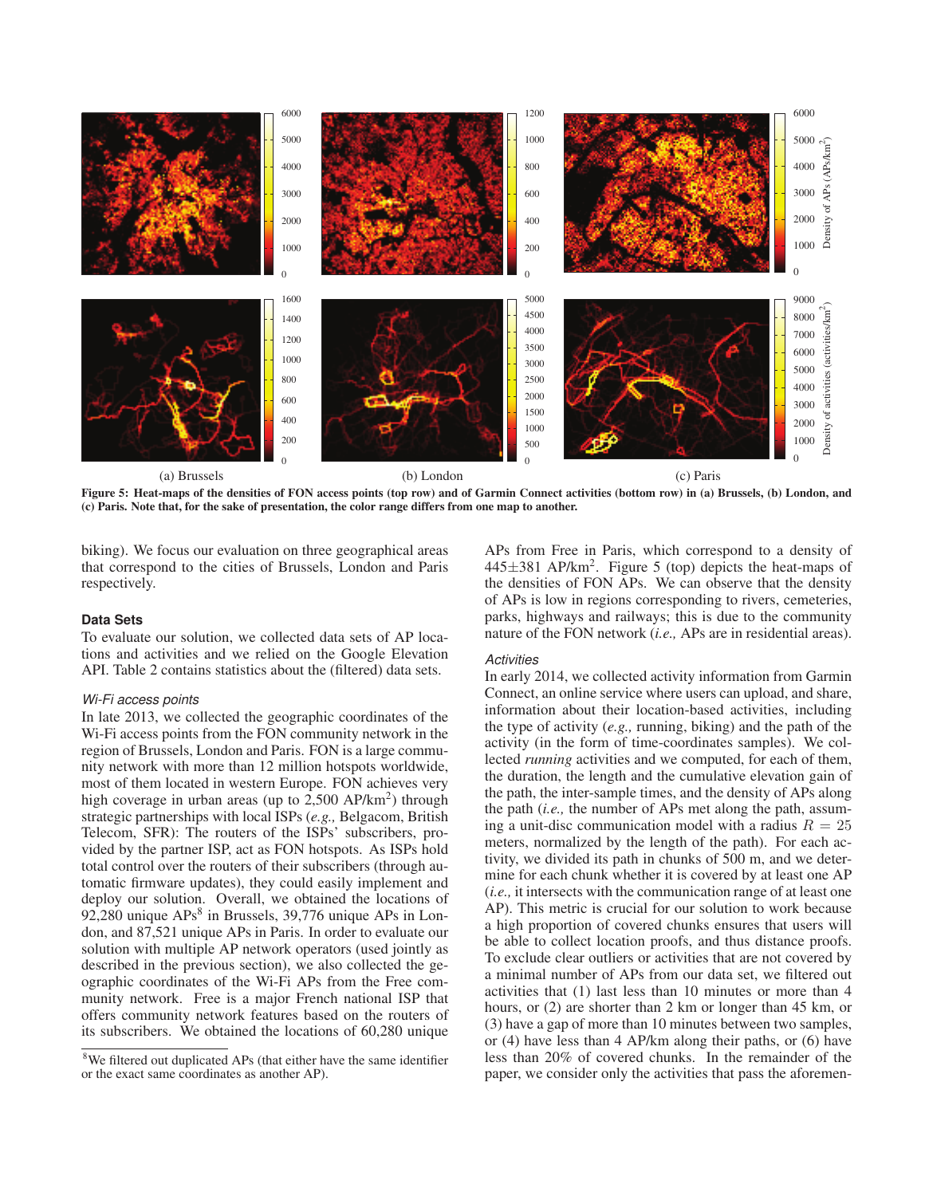Figure 5: Heat-maps of the densities of FON access points (top row) and of Garmin Connect activities (bottom row) in (a) Brussels, (b) London, and (c) Paris. Note that, for the sake of presentation, the color range differs from one map to another.

biking). We focus our evaluation on three geographical areas that correspond to the cities of Brussels, London and Paris respectively.

### Data Sets

To evaluate our solution, we collected data sets of AP locations and activities and we relied on the Google Elevation API. Table 2 contains statistics about the (filtered) data sets.

#### *Wi-Fi access points*

In late 2013, we collected the geographic coordinates of the Wi-Fi access points from the FON community network in the region of Brussels, London and Paris. FON is a large community network with more than 12 million hotspots worldwide, most of them located in western Europe. FON achieves very high coverage in urban areas (up to 2,500 AP/km$^2$) through strategic partnerships with local ISPs (*e.g.,* Belgacom, British Telecom, SFR): The routers of the ISPs' subscribers, provided by the partner ISP, act as FON hotspots. As ISPs hold total control over the routers of their subscribers (through automatic firmware updates), they could easily implement and deploy our solution. Overall, we obtained the locations of 92,280 unique APs[8] in Brussels, 39,776 unique APs in London, and 87,521 unique APs in Paris. In order to evaluate our solution with multiple AP network operators (used jointly as described in the previous section), we also collected the geographic coordinates of the Wi-Fi APs from the Free community network. Free is a major French national ISP that offers community network features based on the routers of its subscribers. We obtained the locations of 60,280 unique APs from Free in Paris, which correspond to a density of 445±381 AP/km$^2$. Figure 5 (top) depicts the heat-maps of the densities of FON APs. We can observe that the density of APs is low in regions corresponding to rivers, cemeteries, parks, highways and railways; this is due to the community nature of the FON network (*i.e.,* APs are in residential areas).

#### *Activities*

In early 2014, we collected activity information from Garmin Connect, an online service where users can upload, and share, information about their location-based activities, including the type of activity (*e.g.,* running, biking) and the path of the activity (in the form of time-coordinates samples). We collected *running* activities and we computed, for each of them, the duration, the length and the cumulative elevation gain of the path, the inter-sample times, and the density of APs along the path (*i.e.,* the number of APs met along the path, assuming a unit-disc communication model with a radius $R = 25$ meters, normalized by the length of the path). For each activity, we divided its path in chunks of 500 m, and we determine for each chunk whether it is covered by at least one AP (*i.e.,* it intersects with the communication range of at least one AP). This metric is crucial for our solution to work because a high proportion of covered chunks ensures that users will be able to collect location proofs, and thus distance proofs. To exclude clear outliers or activities that are not covered by a minimal number of APs from our data set, we filtered out activities that (1) last less than 10 minutes or more than 4 hours, or (2) are shorter than 2 km or longer than 45 km, or (3) have a gap of more than 10 minutes between two samples, or (4) have less than 4 AP/km along their paths, or (6) have less than 20% of covered chunks. In the remainder of the paper, we consider only the activities that pass the aforemen-

[8] We filtered out duplicated APs (that either have the same identifier or the exact same coordinates as another AP).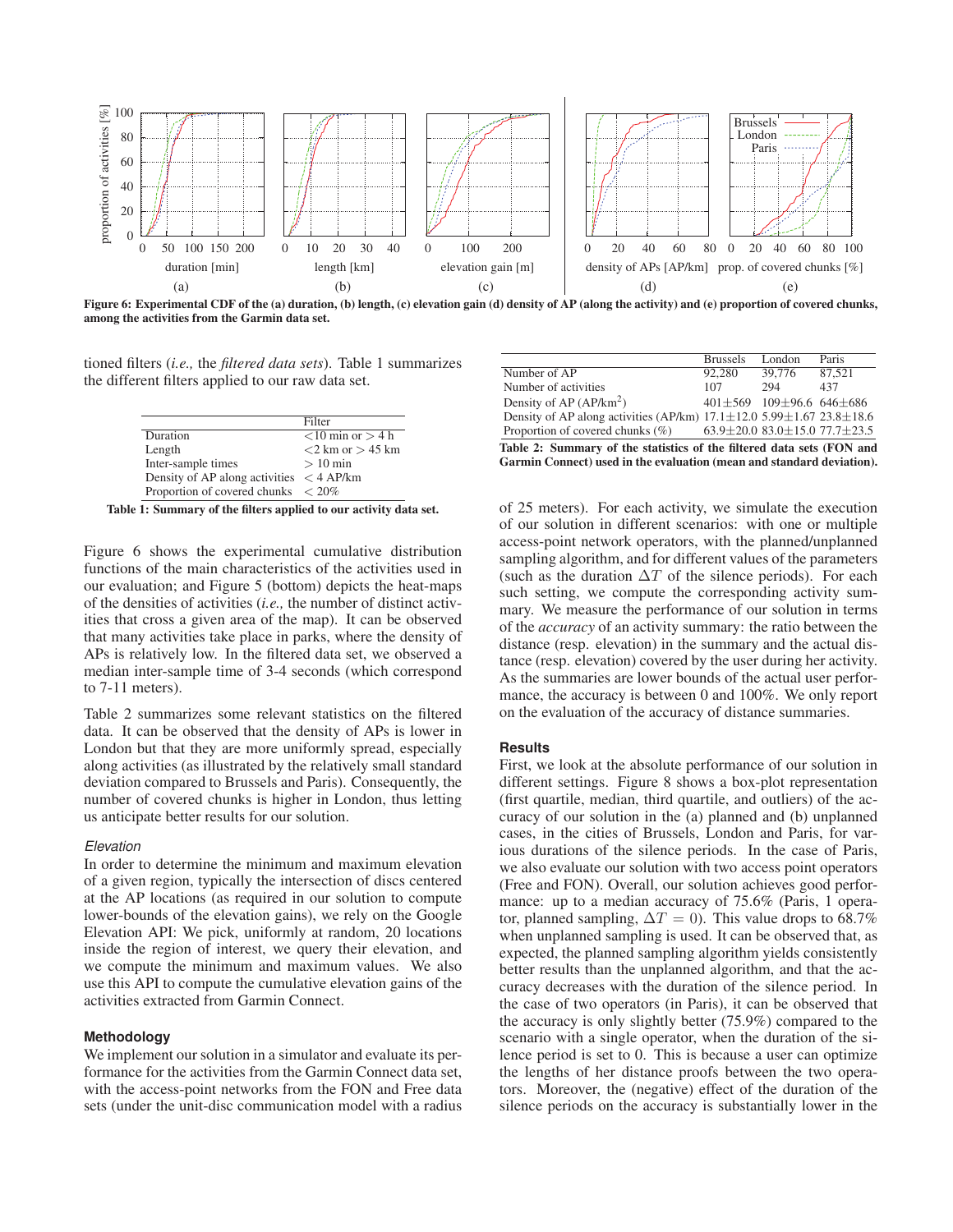Figure 6: Experimental CDF of the (a) duration, (b) length, (c) elevation gain (d) density of AP (along the activity) and (e) proportion of covered chunks, among the activities from the Garmin data set.

tioned filters (*i.e.,* the *filtered data sets*). Table 1 summarizes the different filters applied to our raw data set.

| | Filter |
|---|---|
| Duration | <10 min or > 4 h |
| Length | <2 km or > 45 km |
| Inter-sample times | > 10 min |
| Density of AP along activities | < 4 AP/km |
| Proportion of covered chunks | < 20% |

Table 1: Summary of the filters applied to our activity data set.

Figure 6 shows the experimental cumulative distribution functions of the main characteristics of the activities used in our evaluation; and Figure 5 (bottom) depicts the heat-maps of the densities of activities (*i.e.,* the number of distinct activities that cross a given area of the map). It can be observed that many activities take place in parks, where the density of APs is relatively low. In the filtered data set, we observed a median inter-sample time of 3-4 seconds (which correspond to 7-11 meters).

Table 2 summarizes some relevant statistics on the filtered data. It can be observed that the density of APs is lower in London but that they are more uniformly spread, especially along activities (as illustrated by the relatively small standard deviation compared to Brussels and Paris). Consequently, the number of covered chunks is higher in London, thus letting us anticipate better results for our solution.

### Elevation

In order to determine the minimum and maximum elevation of a given region, typically the intersection of discs centered at the AP locations (as required in our solution to compute lower-bounds of the elevation gains), we rely on the Google Elevation API: We pick, uniformly at random, 20 locations inside the region of interest, we query their elevation, and we compute the minimum and maximum values. We also use this API to compute the cumulative elevation gains of the activities extracted from Garmin Connect.

### Methodology

We implement our solution in a simulator and evaluate its performance for the activities from the Garmin Connect data set, with the access-point networks from the FON and Free data sets (under the unit-disc communication model with a radius of 25 meters). For each activity, we simulate the execution of our solution in different scenarios: with one or multiple access-point network operators, with the planned/unplanned sampling algorithm, and for different values of the parameters (such as the duration $\Delta T$ of the silence periods). For each such setting, we compute the corresponding activity summary. We measure the performance of our solution in terms of the *accuracy* of an activity summary: the ratio between the distance (resp. elevation) in the summary and the actual distance (resp. elevation) covered by the user during her activity. As the summaries are lower bounds of the actual user performance, the accuracy is between 0 and 100%. We only report on the evaluation of the accuracy of distance summaries.

| | Brussels | London | Paris |
|---|---|---|---|
| Number of AP | 92,280 | 39,776 | 87,521 |
| Number of activities | 107 | 294 | 437 |
| Density of AP (AP/km$^2$) | 401±569 | 109±96.6 | 646±686 |
| Density of AP along activities (AP/km) | 17.1±12.0 | 5.99±1.67 | 23.8±18.6 |
| Proportion of covered chunks (%) | 63.9±20.0 | 83.0±15.0 | 77.7±23.5 |

Table 2: Summary of the statistics of the filtered data sets (FON and Garmin Connect) used in the evaluation (mean and standard deviation).

### Results

First, we look at the absolute performance of our solution in different settings. Figure 8 shows a box-plot representation (first quartile, median, third quartile, and outliers) of the accuracy of our solution in the (a) planned and (b) unplanned cases, in the cities of Brussels, London and Paris, for various durations of the silence periods. In the case of Paris, we also evaluate our solution with two access point operators (Free and FON). Overall, our solution achieves good performance: up to a median accuracy of 75.6% (Paris, 1 operator, planned sampling, $\Delta T = 0$). This value drops to 68.7% when unplanned sampling is used. It can be observed that, as expected, the planned sampling algorithm yields consistently better results than the unplanned algorithm, and that the accuracy decreases with the duration of the silence period. In the case of two operators (in Paris), it can be observed that the accuracy is only slightly better (75.9%) compared to the scenario with a single operator, when the duration of the silence period is set to 0. This is because a user can optimize the lengths of her distance proofs between the two operators. Moreover, the (negative) effect of the duration of the silence periods on the accuracy is substantially lower in the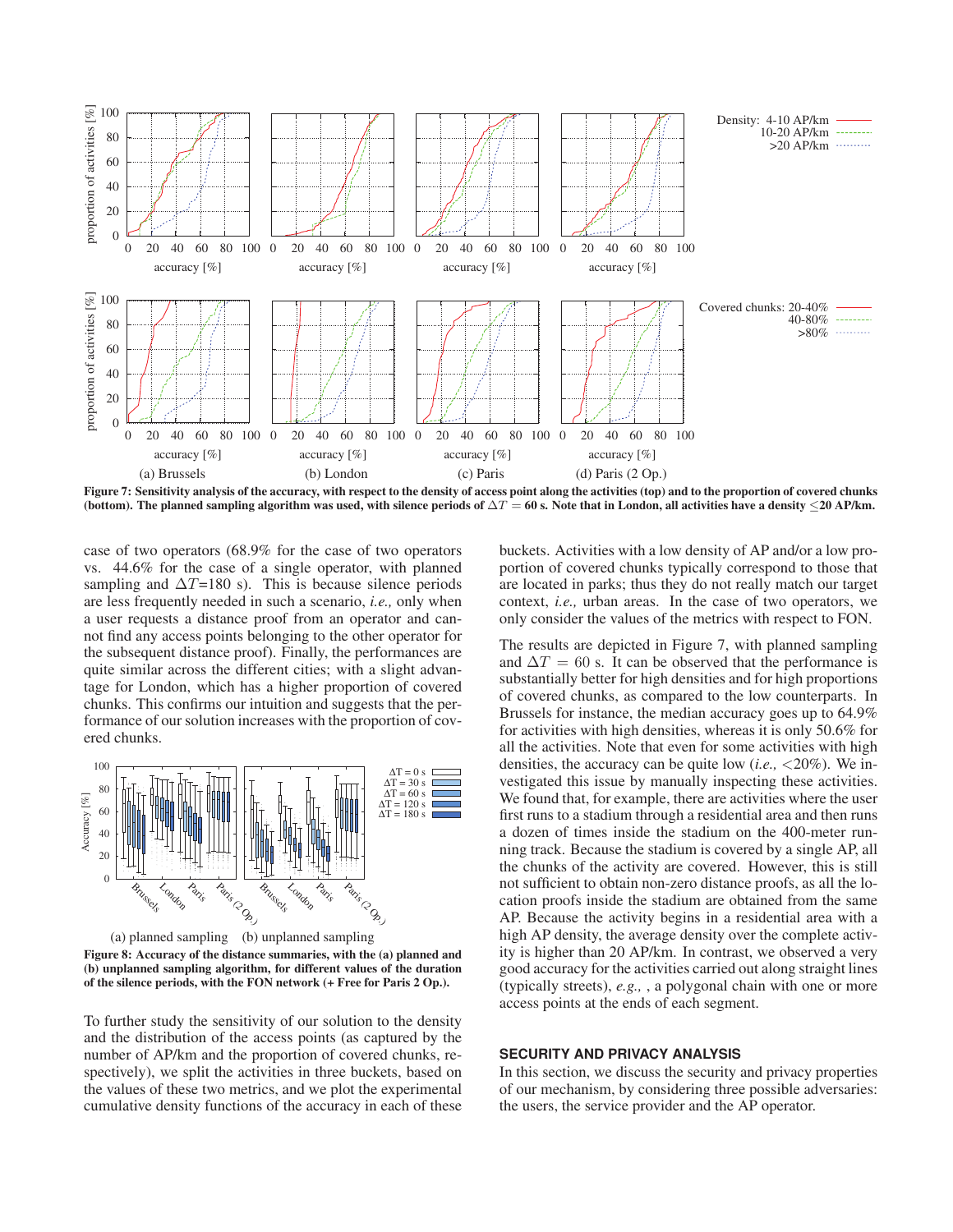Figure 7: Sensitivity analysis of the accuracy, with respect to the density of access point along the activities (top) and to the proportion of covered chunks (bottom). The planned sampling algorithm was used, with silence periods of $\Delta T = 60$ s. Note that in London, all activities have a density ≤20 AP/km.

case of two operators (68.9% for the case of two operators vs. 44.6% for the case of a single operator, with planned sampling and $\Delta T$=180 s). This is because silence periods are less frequently needed in such a scenario, *i.e.,* only when a user requests a distance proof from an operator and cannot find any access points belonging to the other operator for the subsequent distance proof). Finally, the performances are quite similar across the different cities; with a slight advantage for London, which has a higher proportion of covered chunks. This confirms our intuition and suggests that the performance of our solution increases with the proportion of covered chunks.

Figure 8: Accuracy of the distance summaries, with the (a) planned and (b) unplanned sampling algorithm, for different values of the duration of the silence periods, with the FON network (+ Free for Paris 2 Op.).

To further study the sensitivity of our solution to the density and the distribution of the access points (as captured by the number of AP/km and the proportion of covered chunks, respectively), we split the activities in three buckets, based on the values of these two metrics, and we plot the experimental cumulative density functions of the accuracy in each of these buckets. Activities with a low density of AP and/or a low proportion of covered chunks typically correspond to those that are located in parks; thus they do not really match our target context, *i.e.,* urban areas. In the case of two operators, we only consider the values of the metrics with respect to FON.

The results are depicted in Figure 7, with planned sampling and $\Delta T = 60$ s. It can be observed that the performance is substantially better for high densities and for high proportions of covered chunks, as compared to the low counterparts. In Brussels for instance, the median accuracy goes up to 64.9% for activities with high densities, whereas it is only 50.6% for all the activities. Note that even for some activities with high densities, the accuracy can be quite low (*i.e.,* <20%). We investigated this issue by manually inspecting these activities. We found that, for example, there are activities where the user first runs to a stadium through a residential area and then runs a dozen of times inside the stadium on the 400-meter running track. Because the stadium is covered by a single AP, all the chunks of the activity are covered. However, this is still not sufficient to obtain non-zero distance proofs, as all the location proofs inside the stadium are obtained from the same AP. Because the activity begins in a residential area with a high AP density, the average density over the complete activity is higher than 20 AP/km. In contrast, we observed a very good accuracy for the activities carried out along straight lines (typically streets), *e.g.,* , a polygonal chain with one or more access points at the ends of each segment.

## SECURITY AND PRIVACY ANALYSIS

In this section, we discuss the security and privacy properties of our mechanism, by considering three possible adversaries: the users, the service provider and the AP operator.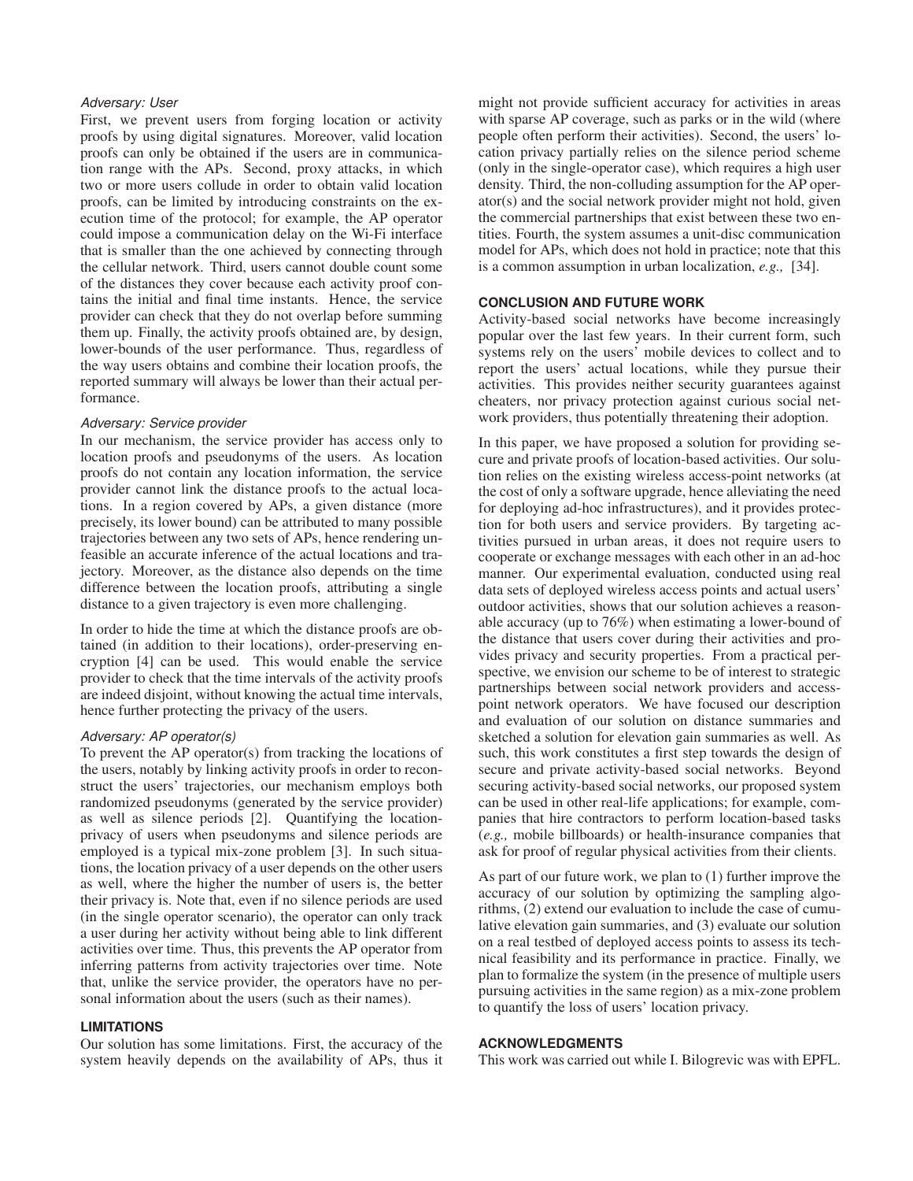### *Adversary: User*

First, we prevent users from forging location or activity proofs by using digital signatures. Moreover, valid location proofs can only be obtained if the users are in communication range with the APs. Second, proxy attacks, in which two or more users collude in order to obtain valid location proofs, can be limited by introducing constraints on the execution time of the protocol; for example, the AP operator could impose a communication delay on the Wi-Fi interface that is smaller than the one achieved by connecting through the cellular network. Third, users cannot double count some of the distances they cover because each activity proof contains the initial and final time instants. Hence, the service provider can check that they do not overlap before summing them up. Finally, the activity proofs obtained are, by design, lower-bounds of the user performance. Thus, regardless of the way users obtains and combine their location proofs, the reported summary will always be lower than their actual performance.

### *Adversary: Service provider*

In our mechanism, the service provider has access only to location proofs and pseudonyms of the users. As location proofs do not contain any location information, the service provider cannot link the distance proofs to the actual locations. In a region covered by APs, a given distance (more precisely, its lower bound) can be attributed to many possible trajectories between any two sets of APs, hence rendering unfeasible an accurate inference of the actual locations and trajectory. Moreover, as the distance also depends on the time difference between the location proofs, attributing a single distance to a given trajectory is even more challenging.

In order to hide the time at which the distance proofs are obtained (in addition to their locations), order-preserving encryption [4] can be used. This would enable the service provider to check that the time intervals of the activity proofs are indeed disjoint, without knowing the actual time intervals, hence further protecting the privacy of the users.

### *Adversary: AP operator(s)*

To prevent the AP operator(s) from tracking the locations of the users, notably by linking activity proofs in order to reconstruct the users' trajectories, our mechanism employs both randomized pseudonyms (generated by the service provider) as well as silence periods [2]. Quantifying the location-privacy of users when pseudonyms and silence periods are employed is a typical mix-zone problem [3]. In such situations, the location privacy of a user depends on the other users as well, where the higher the number of users is, the better their privacy is. Note that, even if no silence periods are used (in the single operator scenario), the operator can only track a user during her activity without being able to link different activities over time. Thus, this prevents the AP operator from inferring patterns from activity trajectories over time. Note that, unlike the service provider, the operators have no personal information about the users (such as their names).

## LIMITATIONS

Our solution has some limitations. First, the accuracy of the system heavily depends on the availability of APs, thus it might not provide sufficient accuracy for activities in areas with sparse AP coverage, such as parks or in the wild (where people often perform their activities). Second, the users' location privacy partially relies on the silence period scheme (only in the single-operator case), which requires a high user density. Third, the non-colluding assumption for the AP operator(s) and the social network provider might not hold, given the commercial partnerships that exist between these two entities. Fourth, the system assumes a unit-disc communication model for APs, which does not hold in practice; note that this is a common assumption in urban localization, *e.g.,* [34].

## CONCLUSION AND FUTURE WORK

Activity-based social networks have become increasingly popular over the last few years. In their current form, such systems rely on the users' mobile devices to collect and to report the users' actual locations, while they pursue their activities. This provides neither security guarantees against cheaters, nor privacy protection against curious social network providers, thus potentially threatening their adoption.

In this paper, we have proposed a solution for providing secure and private proofs of location-based activities. Our solution relies on the existing wireless access-point networks (at the cost of only a software upgrade, hence alleviating the need for deploying ad-hoc infrastructures), and it provides protection for both users and service providers. By targeting activities pursued in urban areas, it does not require users to cooperate or exchange messages with each other in an ad-hoc manner. Our experimental evaluation, conducted using real data sets of deployed wireless access points and actual users' outdoor activities, shows that our solution achieves a reasonable accuracy (up to 76%) when estimating a lower-bound of the distance that users cover during their activities and provides privacy and security properties. From a practical perspective, we envision our scheme to be of interest to strategic partnerships between social network providers and access-point network operators. We have focused our description and evaluation of our solution on distance summaries and sketched a solution for elevation gain summaries as well. As such, this work constitutes a first step towards the design of secure and private activity-based social networks. Beyond securing activity-based social networks, our proposed system can be used in other real-life applications; for example, companies that hire contractors to perform location-based tasks (*e.g.,* mobile billboards) or health-insurance companies that ask for proof of regular physical activities from their clients.

As part of our future work, we plan to (1) further improve the accuracy of our solution by optimizing the sampling algorithms, (2) extend our evaluation to include the case of cumulative elevation gain summaries, and (3) evaluate our solution on a real testbed of deployed access points to assess its technical feasibility and its performance in practice. Finally, we plan to formalize the system (in the presence of multiple users pursuing activities in the same region) as a mix-zone problem to quantify the loss of users' location privacy.

## ACKNOWLEDGMENTS

This work was carried out while I. Bilogrevic was with EPFL.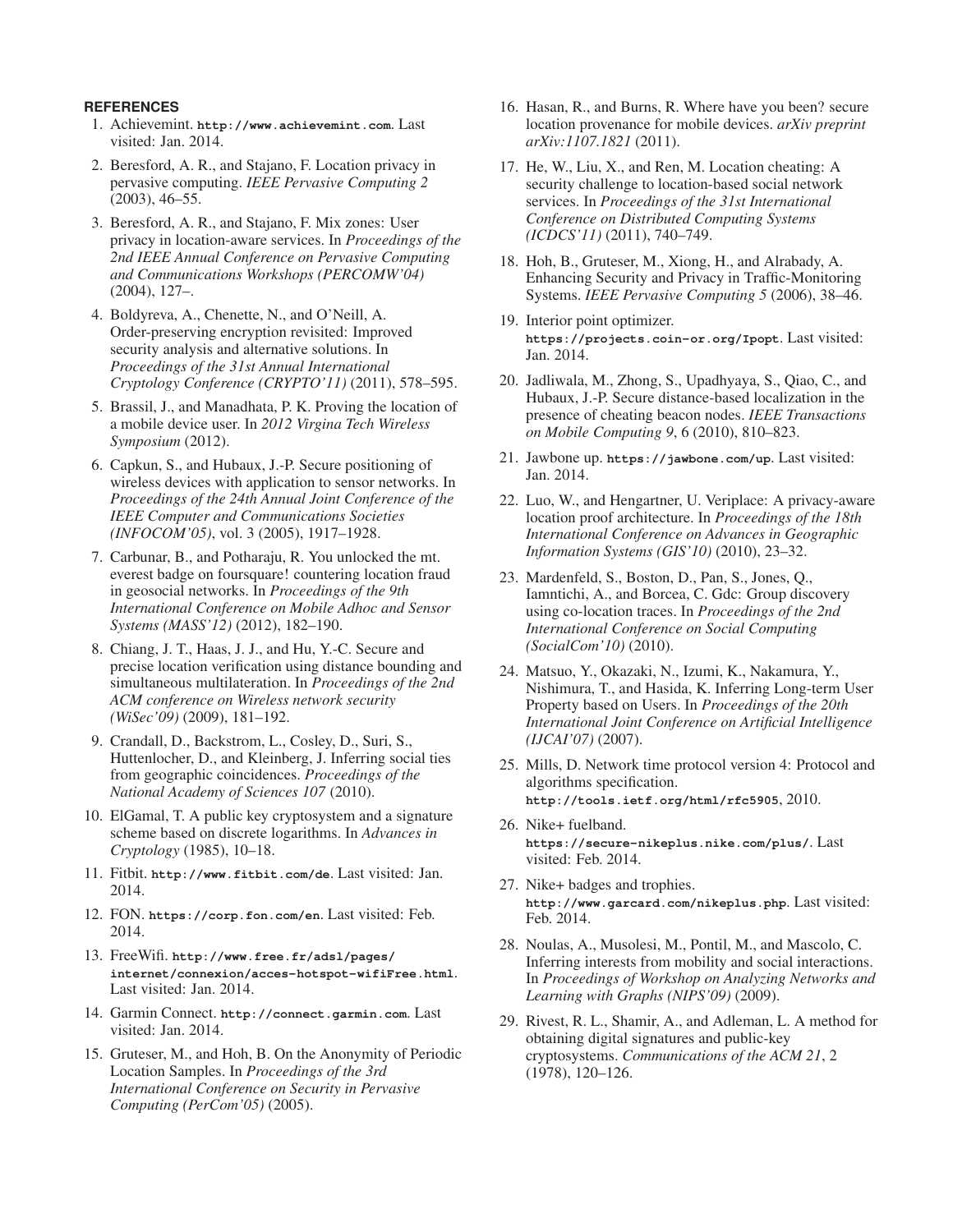## REFERENCES

1. Achievemint. `http://www.achievemint.com`. Last visited: Jan. 2014.
2. Beresford, A. R., and Stajano, F. Location privacy in pervasive computing. *IEEE Pervasive Computing 2* (2003), 46–55.
3. Beresford, A. R., and Stajano, F. Mix zones: User privacy in location-aware services. In *Proceedings of the 2nd IEEE Annual Conference on Pervasive Computing and Communications Workshops (PERCOMW'04)* (2004), 127–.
4. Boldyreva, A., Chenette, N., and O'Neill, A. Order-preserving encryption revisited: Improved security analysis and alternative solutions. In *Proceedings of the 31st Annual International Cryptology Conference (CRYPTO'11)* (2011), 578–595.
5. Brassil, J., and Manadhata, P. K. Proving the location of a mobile device user. In *2012 Virgina Tech Wireless Symposium* (2012).
6. Capkun, S., and Hubaux, J.-P. Secure positioning of wireless devices with application to sensor networks. In *Proceedings of the 24th Annual Joint Conference of the IEEE Computer and Communications Societies (INFOCOM'05)*, vol. 3 (2005), 1917–1928.
7. Carbunar, B., and Potharaju, R. You unlocked the mt. everest badge on foursquare! countering location fraud in geosocial networks. In *Proceedings of the 9th International Conference on Mobile Adhoc and Sensor Systems (MASS'12)* (2012), 182–190.
8. Chiang, J. T., Haas, J. J., and Hu, Y.-C. Secure and precise location verification using distance bounding and simultaneous multilateration. In *Proceedings of the 2nd ACM conference on Wireless network security (WiSec'09)* (2009), 181–192.
9. Crandall, D., Backstrom, L., Cosley, D., Suri, S., Huttenlocher, D., and Kleinberg, J. Inferring social ties from geographic coincidences. *Proceedings of the National Academy of Sciences 107* (2010).
10. ElGamal, T. A public key cryptosystem and a signature scheme based on discrete logarithms. In *Advances in Cryptology* (1985), 10–18.
11. Fitbit. `http://www.fitbit.com/de`. Last visited: Jan. 2014.
12. FON. `https://corp.fon.com/en`. Last visited: Feb. 2014.
13. FreeWifi. `http://www.free.fr/adsl/pages/internet/connexion/acces-hotspot-wifiFree.html`. Last visited: Jan. 2014.
14. Garmin Connect. `http://connect.garmin.com`. Last visited: Jan. 2014.
15. Gruteser, M., and Hoh, B. On the Anonymity of Periodic Location Samples. In *Proceedings of the 3rd International Conference on Security in Pervasive Computing (PerCom'05)* (2005).
16. Hasan, R., and Burns, R. Where have you been? secure location provenance for mobile devices. *arXiv preprint arXiv:1107.1821* (2011).
17. He, W., Liu, X., and Ren, M. Location cheating: A security challenge to location-based social network services. In *Proceedings of the 31st International Conference on Distributed Computing Systems (ICDCS'11)* (2011), 740–749.
18. Hoh, B., Gruteser, M., Xiong, H., and Alrabady, A. Enhancing Security and Privacy in Traffic-Monitoring Systems. *IEEE Pervasive Computing 5* (2006), 38–46.
19. Interior point optimizer. `https://projects.coin-or.org/Ipopt`. Last visited: Jan. 2014.
20. Jadliwala, M., Zhong, S., Upadhyaya, S., Qiao, C., and Hubaux, J.-P. Secure distance-based localization in the presence of cheating beacon nodes. *IEEE Transactions on Mobile Computing 9*, 6 (2010), 810–823.
21. Jawbone up. `https://jawbone.com/up`. Last visited: Jan. 2014.
22. Luo, W., and Hengartner, U. Veriplace: A privacy-aware location proof architecture. In *Proceedings of the 18th International Conference on Advances in Geographic Information Systems (GIS'10)* (2010), 23–32.
23. Mardenfeld, S., Boston, D., Pan, S., Jones, Q., Iamntichi, A., and Borcea, C. Gdc: Group discovery using co-location traces. In *Proceedings of the 2nd International Conference on Social Computing (SocialCom'10)* (2010).
24. Matsuo, Y., Okazaki, N., Izumi, K., Nakamura, Y., Nishimura, T., and Hasida, K. Inferring Long-term User Property based on Users. In *Proceedings of the 20th International Joint Conference on Artificial Intelligence (IJCAI'07)* (2007).
25. Mills, D. Network time protocol version 4: Protocol and algorithms specification. `http://tools.ietf.org/html/rfc5905`, 2010.
26. Nike+ fuelband. `https://secure-nikeplus.nike.com/plus/`. Last visited: Feb. 2014.
27. Nike+ badges and trophies. `http://www.garcard.com/nikeplus.php`. Last visited: Feb. 2014.
28. Noulas, A., Musolesi, M., Pontil, M., and Mascolo, C. Inferring interests from mobility and social interactions. In *Proceedings of Workshop on Analyzing Networks and Learning with Graphs (NIPS'09)* (2009).
29. Rivest, R. L., Shamir, A., and Adleman, L. A method for obtaining digital signatures and public-key cryptosystems. *Communications of the ACM 21*, 2 (1978), 120–126.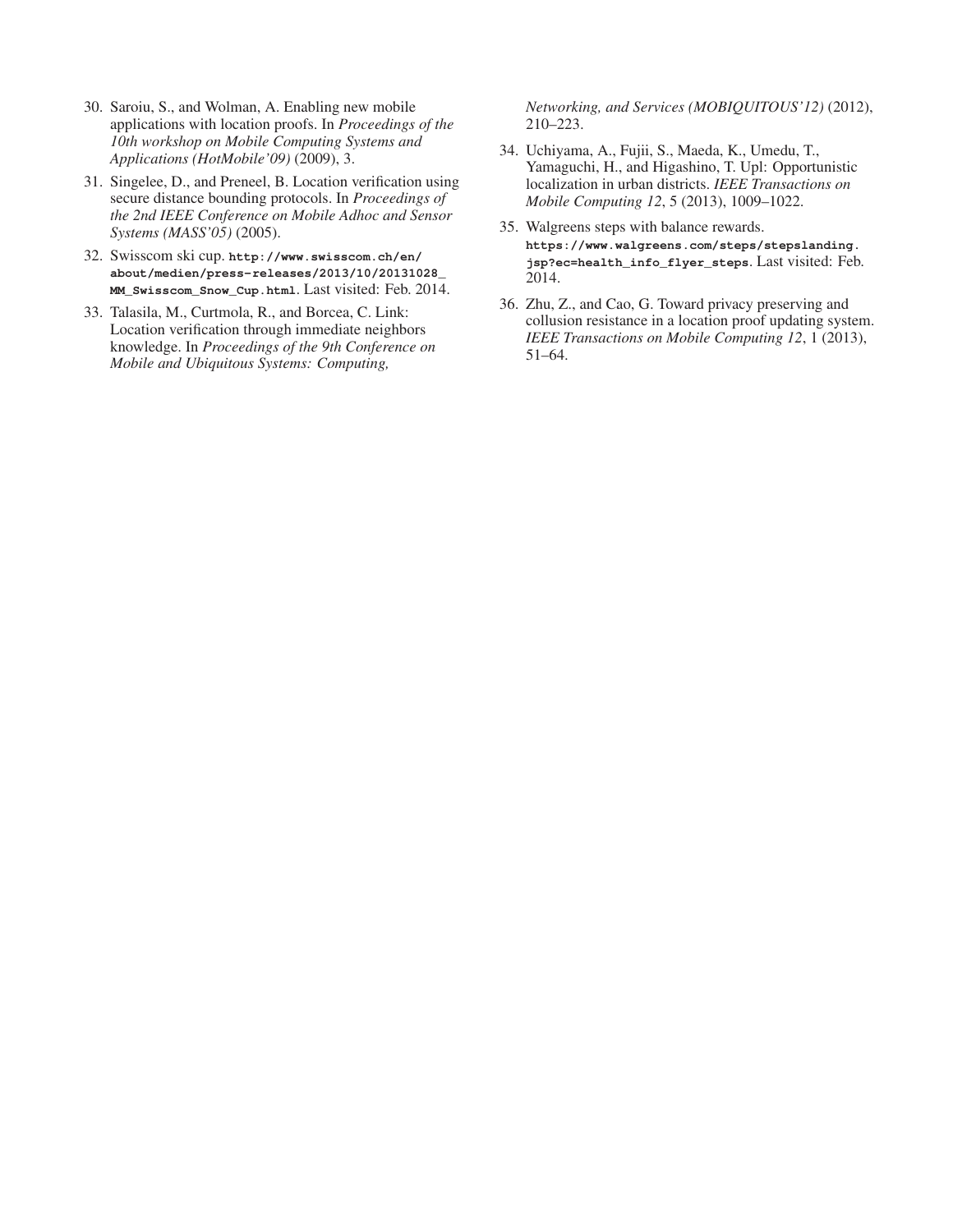30. Saroiu, S., and Wolman, A. Enabling new mobile applications with location proofs. In *Proceedings of the 10th workshop on Mobile Computing Systems and Applications (HotMobile'09)* (2009), 3.

31. Singelee, D., and Preneel, B. Location verification using secure distance bounding protocols. In *Proceedings of the 2nd IEEE Conference on Mobile Adhoc and Sensor Systems (MASS'05)* (2005).

32. Swisscom ski cup. `http://www.swisscom.ch/en/about/medien/press-releases/2013/10/20131028_MM_Swisscom_Snow_Cup.html`. Last visited: Feb. 2014.

33. Talasila, M., Curtmola, R., and Borcea, C. Link: Location verification through immediate neighbors knowledge. In *Proceedings of the 9th Conference on Mobile and Ubiquitous Systems: Computing, Networking, and Services (MOBIQUITOUS'12)* (2012), 210–223.

34. Uchiyama, A., Fujii, S., Maeda, K., Umedu, T., Yamaguchi, H., and Higashino, T. Upl: Opportunistic localization in urban districts. *IEEE Transactions on Mobile Computing 12*, 5 (2013), 1009–1022.

35. Walgreens steps with balance rewards. `https://www.walgreens.com/steps/stepslanding.jsp?ec=health_info_flyer_steps`. Last visited: Feb. 2014.

36. Zhu, Z., and Cao, G. Toward privacy preserving and collusion resistance in a location proof updating system. *IEEE Transactions on Mobile Computing 12*, 1 (2013), 51–64.